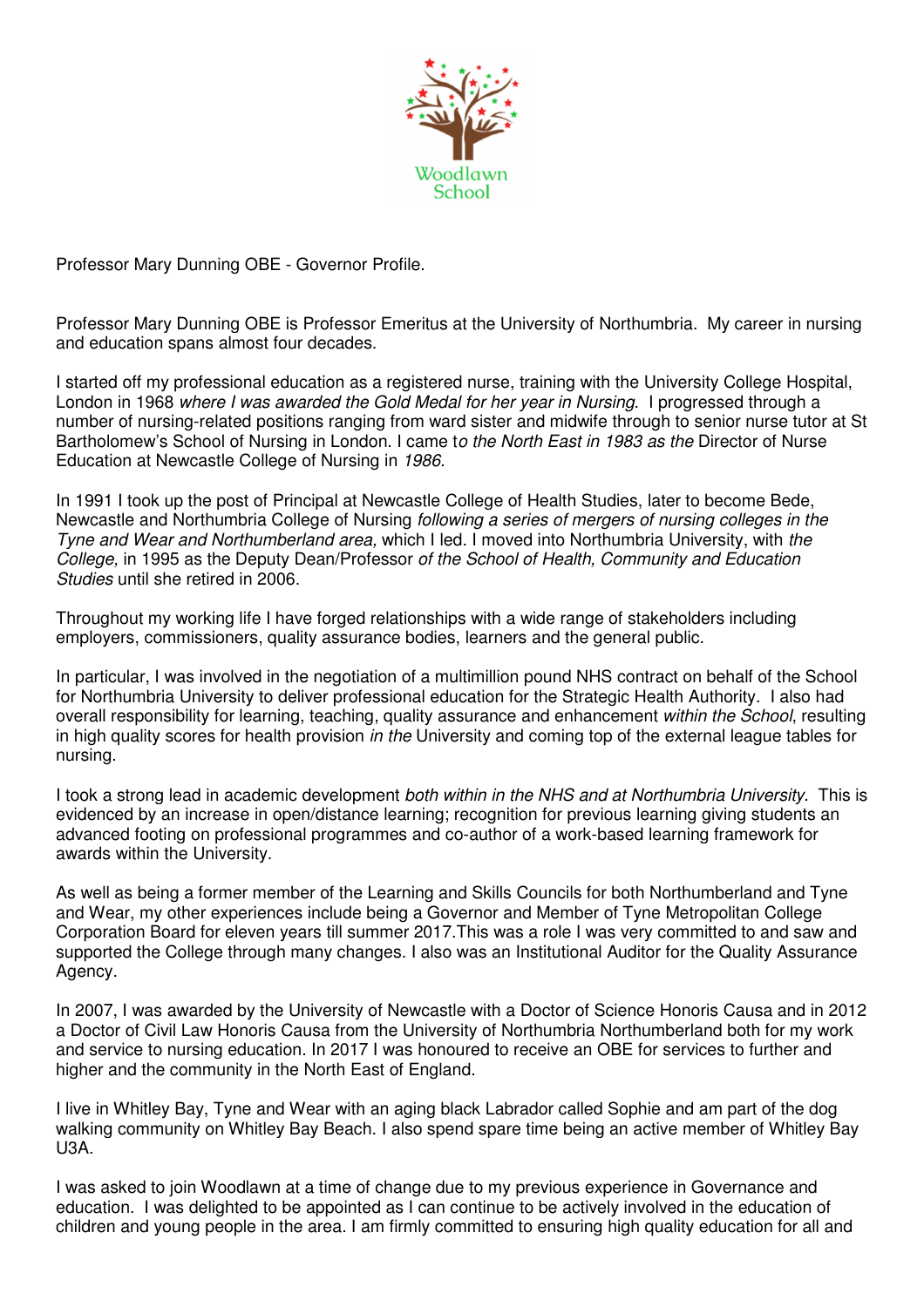Woodlawn School

Professor Mary Dunning OBE - Governor Profile.

Professor Mary Dunning OBE is Professor Emeritus at the University of Northumbria. My career in nursing and education spans almost four decades.

I started off my professional education as a registered nurse, training with the University College Hospital, London in 1968 *where I was awarded the Gold Medal for her year in Nursing*. I progressed through a number of nursing-related positions ranging from ward sister and midwife through to senior nurse tutor at St Bartholomew's School of Nursing in London. I came t*o the North East in 1983 as the* Director of Nurse Education at Newcastle College of Nursing in *1986*.

In 1991 I took up the post of Principal at Newcastle College of Health Studies, later to become Bede, Newcastle and Northumbria College of Nursing *following a series of mergers of nursing colleges in the Tyne and Wear and Northumberland area,* which I led. I moved into Northumbria University, with *the College,* in 1995 as the Deputy Dean/Professor *of the School of Health, Community and Education Studies* until she retired in 2006.

Throughout my working life I have forged relationships with a wide range of stakeholders including employers, commissioners, quality assurance bodies, learners and the general public.

In particular, I was involved in the negotiation of a multimillion pound NHS contract on behalf of the School for Northumbria University to deliver professional education for the Strategic Health Authority. I also had overall responsibility for learning, teaching, quality assurance and enhancement *within the School*, resulting in high quality scores for health provision *in the* University and coming top of the external league tables for nursing.

I took a strong lead in academic development *both within in the NHS and at Northumbria University*. This is evidenced by an increase in open/distance learning; recognition for previous learning giving students an advanced footing on professional programmes and co-author of a work-based learning framework for awards within the University.

As well as being a former member of the Learning and Skills Councils for both Northumberland and Tyne and Wear, my other experiences include being a Governor and Member of Tyne Metropolitan College Corporation Board for eleven years till summer 2017.This was a role I was very committed to and saw and supported the College through many changes. I also was an Institutional Auditor for the Quality Assurance Agency.

In 2007, I was awarded by the University of Newcastle with a Doctor of Science Honoris Causa and in 2012 a Doctor of Civil Law Honoris Causa from the University of Northumbria Northumberland both for my work and service to nursing education. In 2017 I was honoured to receive an OBE for services to further and higher and the community in the North East of England.

I live in Whitley Bay, Tyne and Wear with an aging black Labrador called Sophie and am part of the dog walking community on Whitley Bay Beach. I also spend spare time being an active member of Whitley Bay U3A.

I was asked to join Woodlawn at a time of change due to my previous experience in Governance and education. I was delighted to be appointed as I can continue to be actively involved in the education of children and young people in the area. I am firmly committed to ensuring high quality education for all and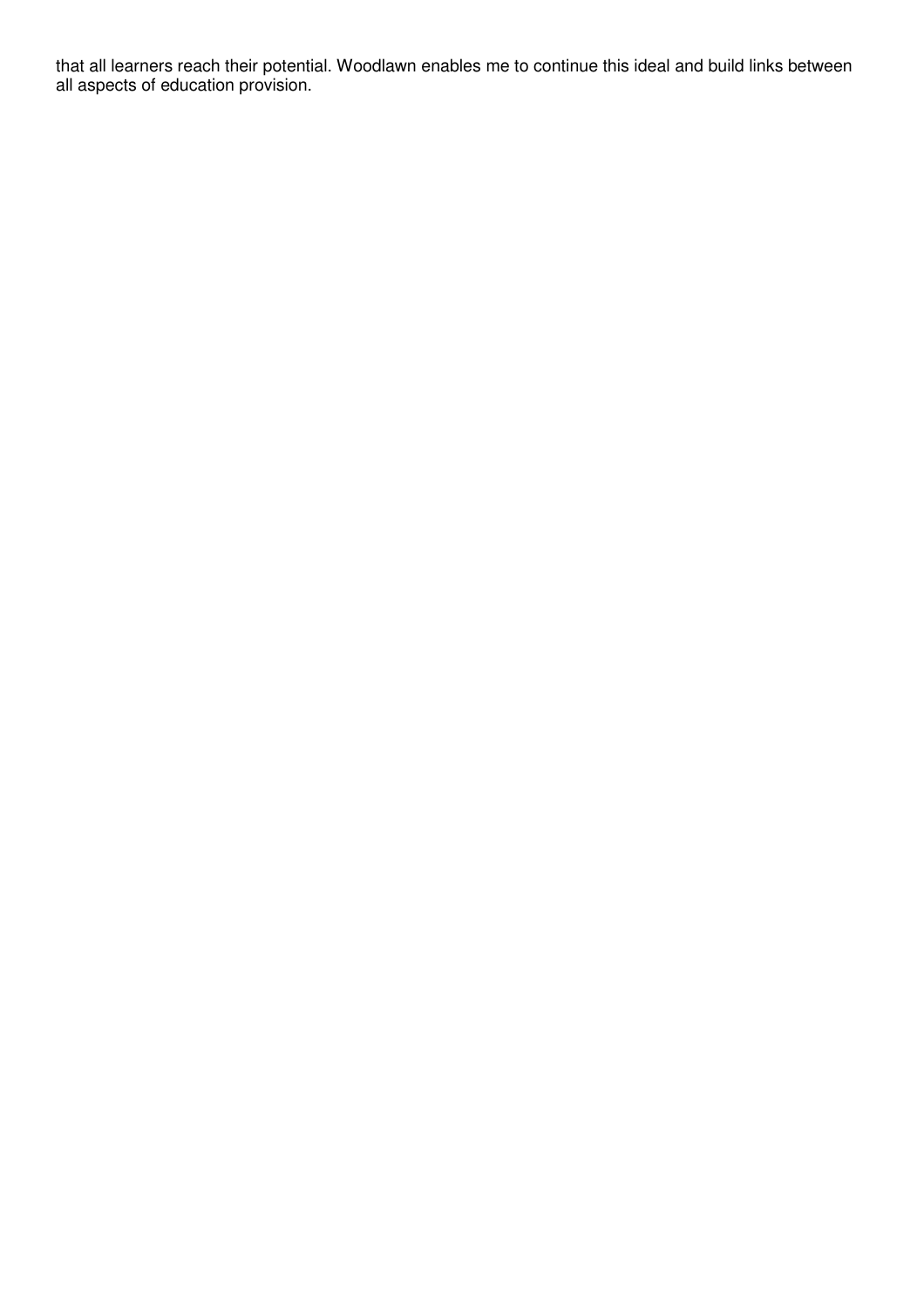that all learners reach their potential. Woodlawn enables me to continue this ideal and build links between all aspects of education provision.